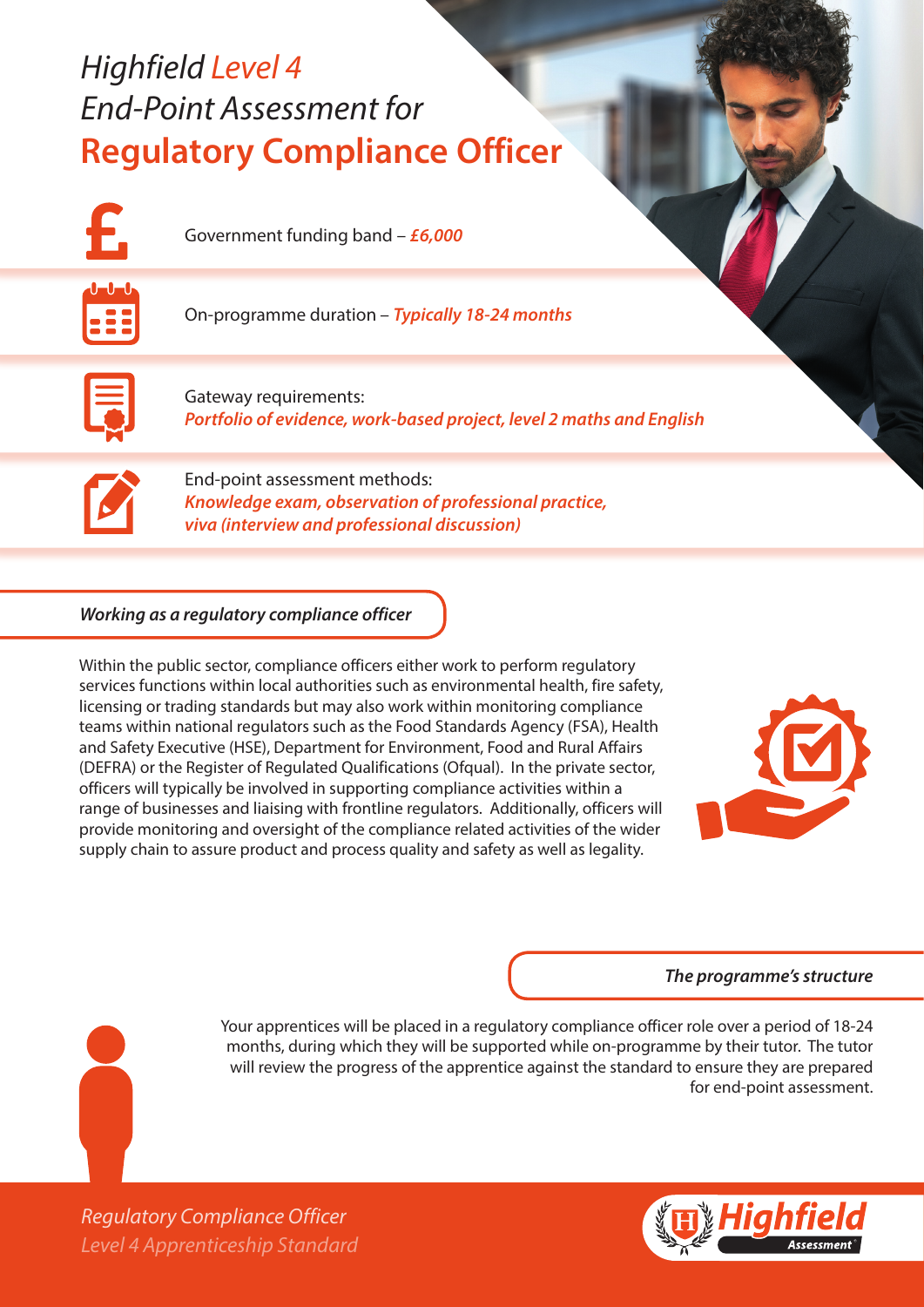# *Highfield Level 4 End-Point Assessment for* **Regulatory Compliance Officer**

Government funding band – ***£6,000***

On-programme duration – ***Typically 18-24 months***

Gateway requirements:
***Portfolio of evidence, work-based project, level 2 maths and English***

End-point assessment methods:
***Knowledge exam, observation of professional practice, viva (interview and professional discussion)***

## *Working as a regulatory compliance officer*

Within the public sector, compliance officers either work to perform regulatory services functions within local authorities such as environmental health, fire safety, licensing or trading standards but may also work within monitoring compliance teams within national regulators such as the Food Standards Agency (FSA), Health and Safety Executive (HSE), Department for Environment, Food and Rural Affairs (DEFRA) or the Register of Regulated Qualifications (Ofqual). In the private sector, officers will typically be involved in supporting compliance activities within a range of businesses and liaising with frontline regulators. Additionally, officers will provide monitoring and oversight of the compliance related activities of the wider supply chain to assure product and process quality and safety as well as legality.

## *The programme's structure*

Your apprentices will be placed in a regulatory compliance officer role over a period of 18-24 months, during which they will be supported while on-programme by their tutor. The tutor will review the progress of the apprentice against the standard to ensure they are prepared for end-point assessment.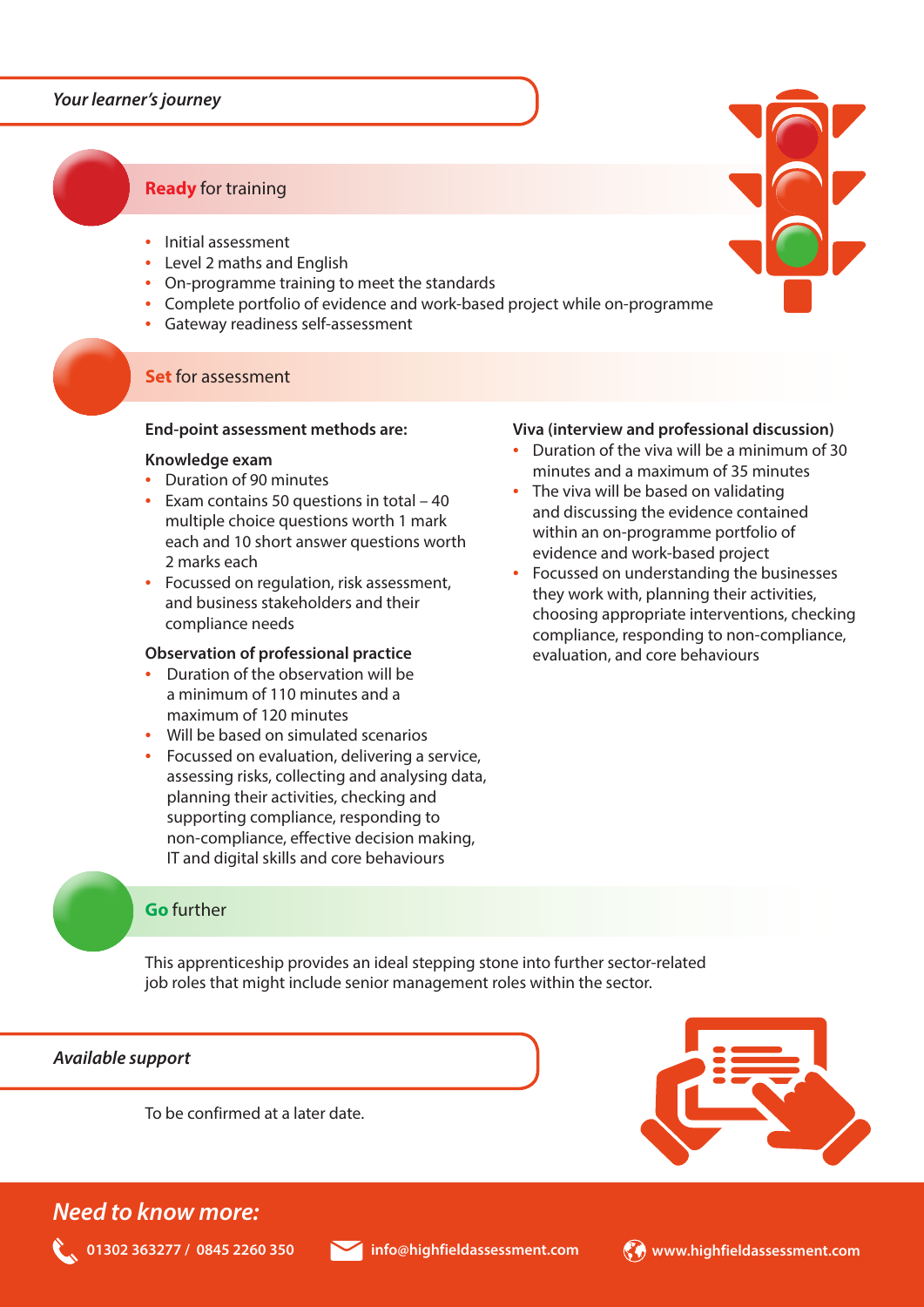## *Your learner's journey*

### **Ready** for training

- Initial assessment
- Level 2 maths and English
- On-programme training to meet the standards
- Complete portfolio of evidence and work-based project while on-programme
- Gateway readiness self-assessment

### **Set** for assessment

**End-point assessment methods are:**

**Knowledge exam**

- Duration of 90 minutes
- Exam contains 50 questions in total – 40 multiple choice questions worth 1 mark each and 10 short answer questions worth 2 marks each
- Focussed on regulation, risk assessment, and business stakeholders and their compliance needs

**Observation of professional practice**

- Duration of the observation will be a minimum of 110 minutes and a maximum of 120 minutes
- Will be based on simulated scenarios
- Focussed on evaluation, delivering a service, assessing risks, collecting and analysing data, planning their activities, checking and supporting compliance, responding to non-compliance, effective decision making, IT and digital skills and core behaviours

**Viva (interview and professional discussion)**

- Duration of the viva will be a minimum of 30 minutes and a maximum of 35 minutes
- The viva will be based on validating and discussing the evidence contained within an on-programme portfolio of evidence and work-based project
- Focussed on understanding the businesses they work with, planning their activities, choosing appropriate interventions, checking compliance, responding to non-compliance, evaluation, and core behaviours

### **Go** further

This apprenticeship provides an ideal stepping stone into further sector-related job roles that might include senior management roles within the sector.

## *Available support*

To be confirmed at a later date.

## *Need to know more:*

**01302 363277 / 0845 2260 350** **info@highfieldassessment.com** **www.highfieldassessment.com**